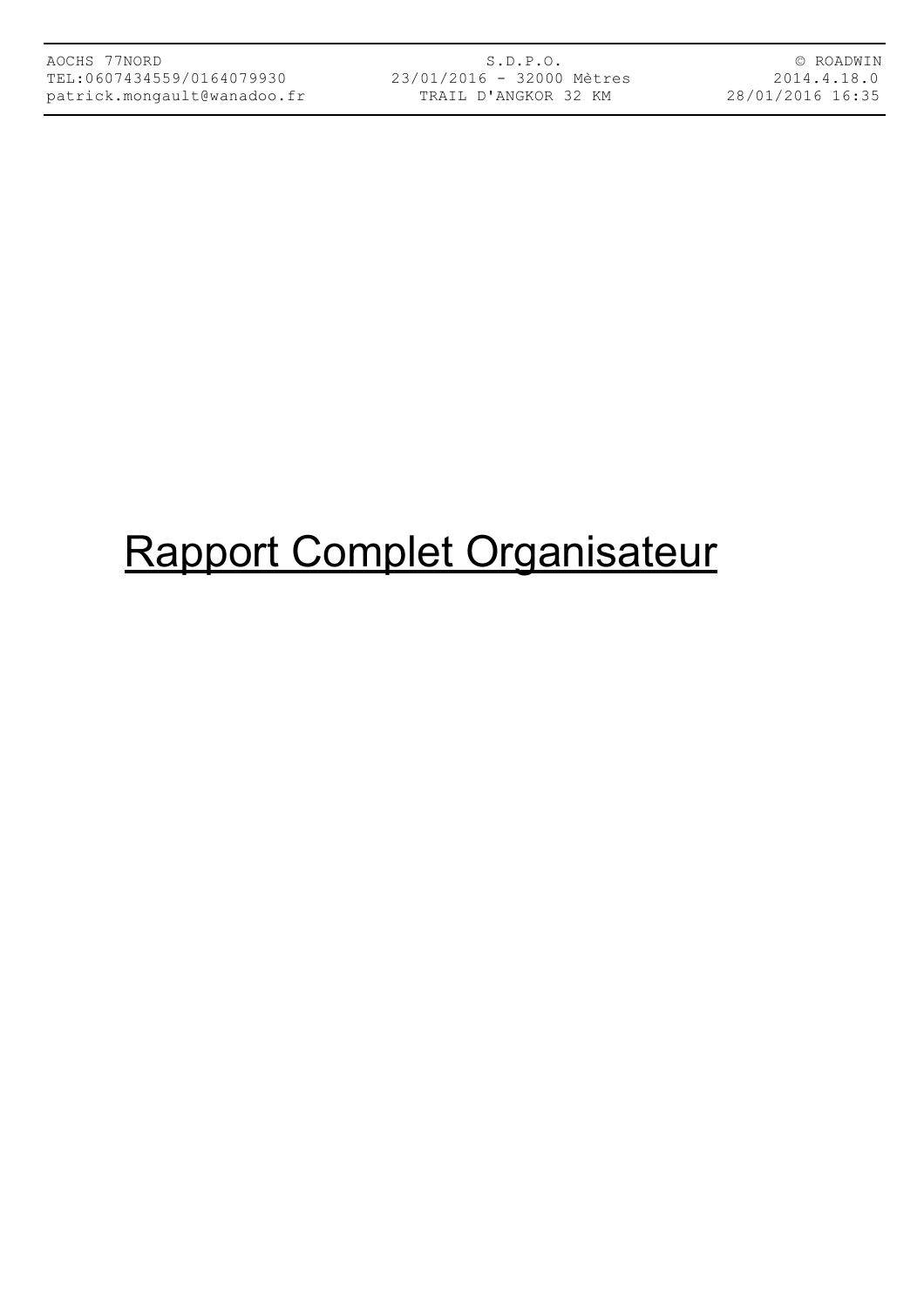# Rapport Complet Organisateur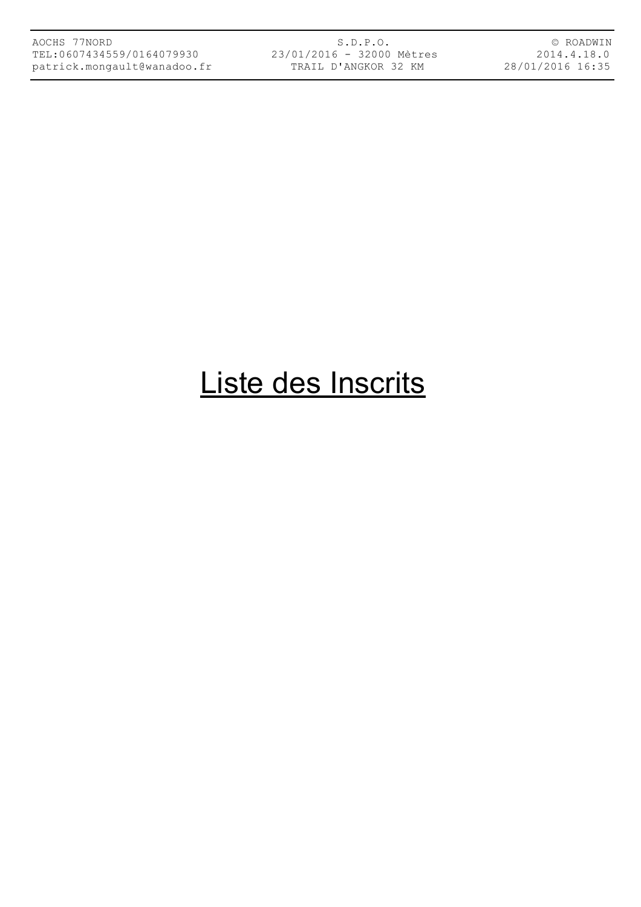# Liste des Inscrits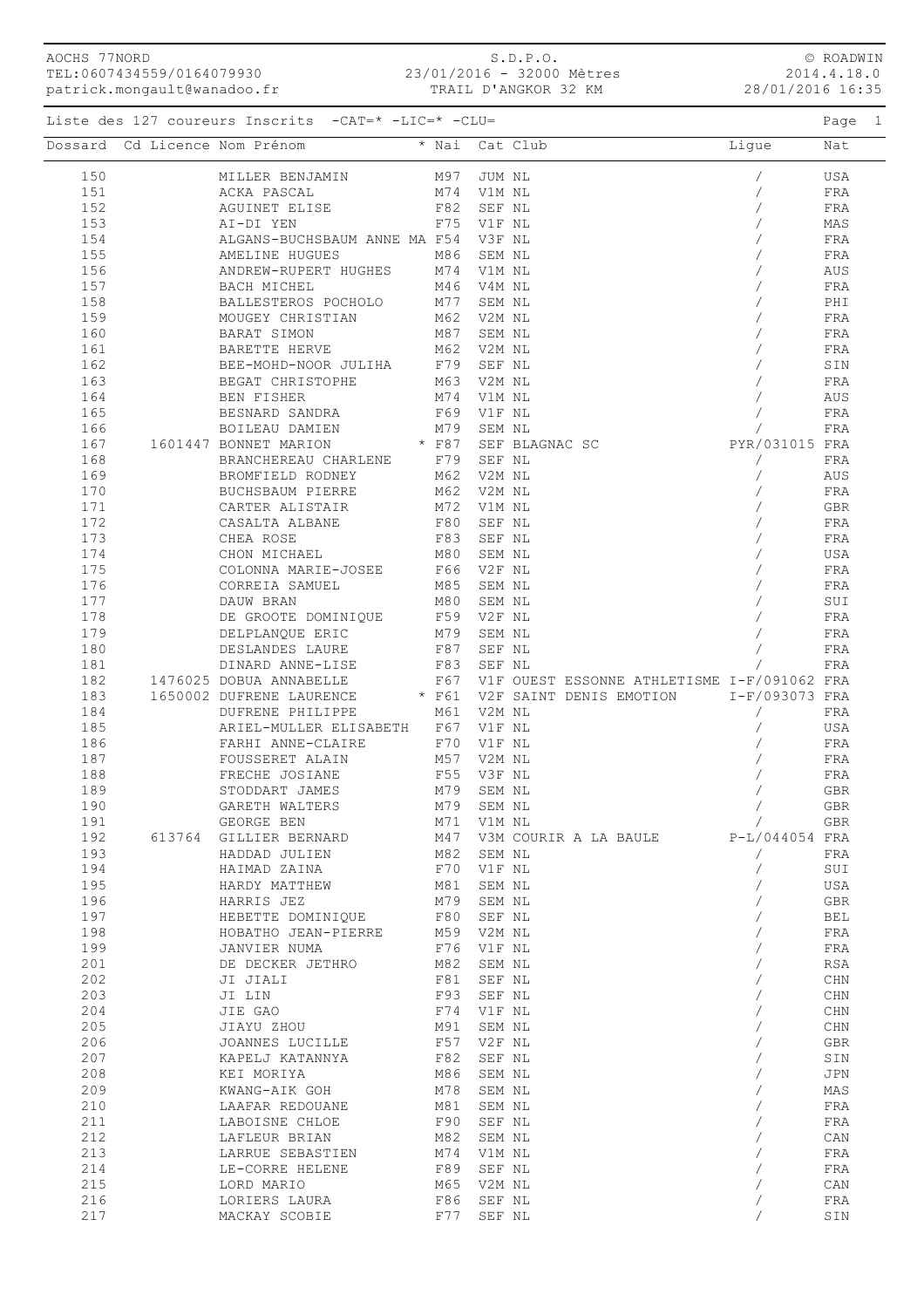Liste des 127 coureurs Inscrits -CAT=* -LIC=* -CLU=

| Dossard | Cd Licence | Nom Prénom | * | Nai | Cat | Club | Ligue | Nat |
|---|---|---|---|---|---|---|---|---|
| 150 | | MILLER BENJAMIN | | M97 | JUM | NL | / | USA |
| 151 | | ACKA PASCAL | | M74 | V1M | NL | / | FRA |
| 152 | | AGUINET ELISE | | F82 | SEF | NL | / | FRA |
| 153 | | AI-DI YEN | | F75 | V1F | NL | / | MAS |
| 154 | | ALGANS-BUCHSBAUM ANNE MA | | F54 | V3F | NL | / | FRA |
| 155 | | AMELINE HUGUES | | M86 | SEM | NL | / | FRA |
| 156 | | ANDREW-RUPERT HUGHES | | M74 | V1M | NL | / | AUS |
| 157 | | BACH MICHEL | | M46 | V4M | NL | / | FRA |
| 158 | | BALLESTEROS POCHOLO | | M77 | SEM | NL | / | PHI |
| 159 | | MOUGEY CHRISTIAN | | M62 | V2M | NL | / | FRA |
| 160 | | BARAT SIMON | | M87 | SEM | NL | / | FRA |
| 161 | | BARETTE HERVE | | M62 | V2M | NL | / | FRA |
| 162 | | BEE-MOHD-NOOR JULIHA | | F79 | SEF | NL | / | SIN |
| 163 | | BEGAT CHRISTOPHE | | M63 | V2M | NL | / | FRA |
| 164 | | BEN FISHER | | M74 | V1M | NL | / | AUS |
| 165 | | BESNARD SANDRA | | F69 | V1F | NL | / | FRA |
| 166 | | BOILEAU DAMIEN | | M79 | SEM | NL | / | FRA |
| 167 | 1601447 | BONNET MARION | * | F87 | SEF | BLAGNAC SC | PYR/031015 | FRA |
| 168 | | BRANCHEREAU CHARLENE | | F79 | SEF | NL | / | FRA |
| 169 | | BROMFIELD RODNEY | | M62 | V2M | NL | / | AUS |
| 170 | | BUCHSBAUM PIERRE | | M62 | V2M | NL | / | FRA |
| 171 | | CARTER ALISTAIR | | M72 | V1M | NL | / | GBR |
| 172 | | CASALTA ALBANE | | F80 | SEF | NL | / | FRA |
| 173 | | CHEA ROSE | | F83 | SEF | NL | / | FRA |
| 174 | | CHON MICHAEL | | M80 | SEM | NL | / | USA |
| 175 | | COLONNA MARIE-JOSEE | | F66 | V2F | NL | / | FRA |
| 176 | | CORREIA SAMUEL | | M85 | SEM | NL | / | FRA |
| 177 | | DAUW BRAN | | M80 | SEM | NL | / | SUI |
| 178 | | DE GROOTE DOMINIQUE | | F59 | V2F | NL | / | FRA |
| 179 | | DELPLANQUE ERIC | | M79 | SEM | NL | / | FRA |
| 180 | | DESLANDES LAURE | | F87 | SEF | NL | / | FRA |
| 181 | | DINARD ANNE-LISE | | F83 | SEF | NL | / | FRA |
| 182 | 1476025 | DOBUA ANNABELLE | | F67 | V1F | OUEST ESSONNE ATHLETISME | I-F/091062 | FRA |
| 183 | 1650002 | DUFRENE LAURENCE | * | F61 | V2F | SAINT DENIS EMOTION | I-F/093073 | FRA |
| 184 | | DUFRENE PHILIPPE | | M61 | V2M | NL | / | FRA |
| 185 | | ARIEL-MULLER ELISABETH | | F67 | V1F | NL | / | USA |
| 186 | | FARHI ANNE-CLAIRE | | F70 | V1F | NL | / | FRA |
| 187 | | FOUSSERET ALAIN | | M57 | V2M | NL | / | FRA |
| 188 | | FRECHE JOSIANE | | F55 | V3F | NL | / | FRA |
| 189 | | STODDART JAMES | | M79 | SEM | NL | / | GBR |
| 190 | | GARETH WALTERS | | M79 | SEM | NL | / | GBR |
| 191 | | GEORGE BEN | | M71 | V1M | NL | / | GBR |
| 192 | 613764 | GILLIER BERNARD | | M47 | V3M | COURIR A LA BAULE | P-L/044054 | FRA |
| 193 | | HADDAD JULIEN | | M82 | SEM | NL | / | FRA |
| 194 | | HAIMAD ZAINA | | F70 | V1F | NL | / | SUI |
| 195 | | HARDY MATTHEW | | M81 | SEM | NL | / | USA |
| 196 | | HARRIS JEZ | | M79 | SEM | NL | / | GBR |
| 197 | | HEBETTE DOMINIQUE | | F80 | SEF | NL | / | BEL |
| 198 | | HOBATHO JEAN-PIERRE | | M59 | V2M | NL | / | FRA |
| 199 | | JANVIER NUMA | | F76 | V1F | NL | / | FRA |
| 201 | | DE DECKER JETHRO | | M82 | SEM | NL | / | RSA |
| 202 | | JI JIALI | | F81 | SEF | NL | / | CHN |
| 203 | | JI LIN | | F93 | SEF | NL | / | CHN |
| 204 | | JIE GAO | | F74 | V1F | NL | / | CHN |
| 205 | | JIAYU ZHOU | | M91 | SEM | NL | / | CHN |
| 206 | | JOANNES LUCILLE | | F57 | V2F | NL | / | GBR |
| 207 | | KAPELJ KATANNYA | | F82 | SEF | NL | / | SIN |
| 208 | | KEI MORIYA | | M86 | SEM | NL | / | JPN |
| 209 | | KWANG-AIK GOH | | M78 | SEM | NL | / | MAS |
| 210 | | LAAFAR REDOUANE | | M81 | SEM | NL | / | FRA |
| 211 | | LABOISNE CHLOE | | F90 | SEF | NL | / | FRA |
| 212 | | LAFLEUR BRIAN | | M82 | SEM | NL | / | CAN |
| 213 | | LARRUE SEBASTIEN | | M74 | V1M | NL | / | FRA |
| 214 | | LE-CORRE HELENE | | F89 | SEF | NL | / | FRA |
| 215 | | LORD MARIO | | M65 | V2M | NL | / | CAN |
| 216 | | LORIERS LAURA | | F86 | SEF | NL | / | FRA |
| 217 | | MACKAY SCOBIE | | F77 | SEF | NL | / | SIN |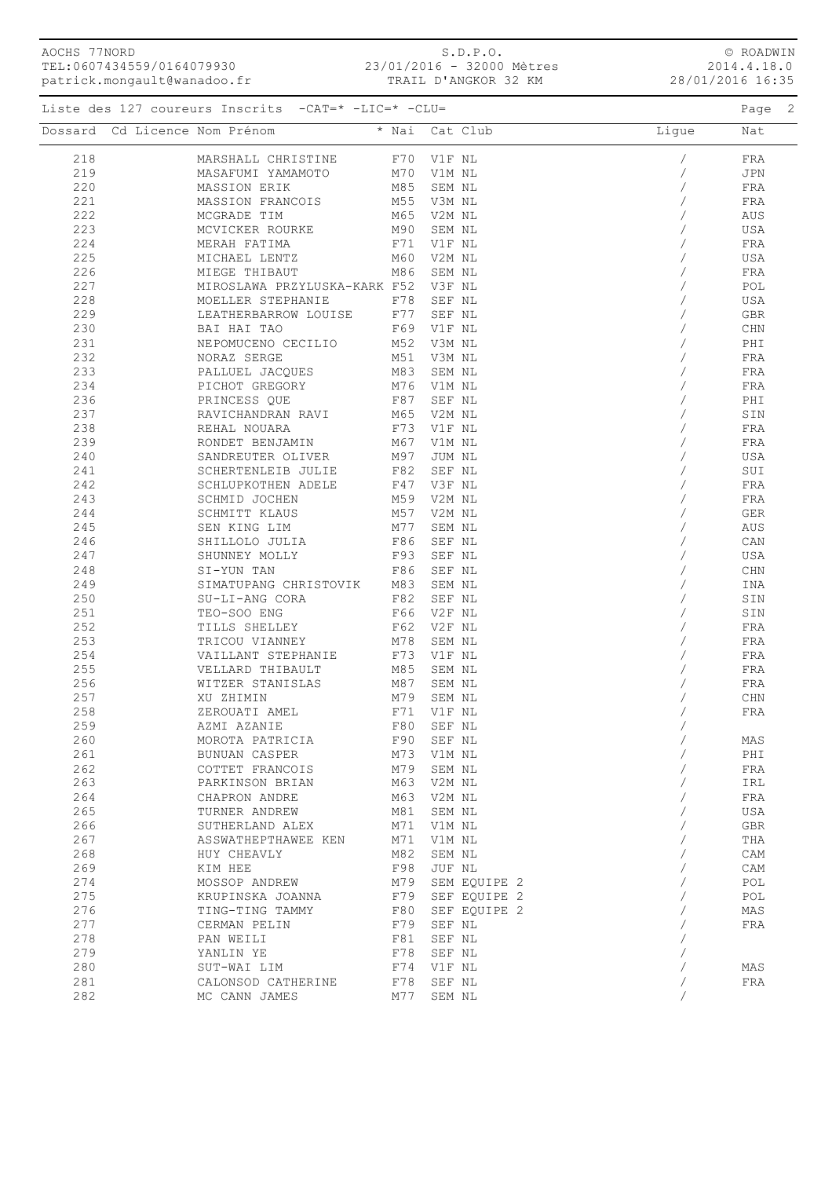Liste des 127 coureurs Inscrits -CAT=* -LIC=* -CLU=

| Dossard | Cd Licence | Nom Prénom | * Nai | Cat | Club | Ligue | Nat |
|---|---|---|---|---|---|---|---|
| 218 | | MARSHALL CHRISTINE | F70 | V1F | NL | / | FRA |
| 219 | | MASAFUMI YAMAMOTO | M70 | V1M | NL | / | JPN |
| 220 | | MASSION ERIK | M85 | SEM | NL | / | FRA |
| 221 | | MASSION FRANCOIS | M55 | V3M | NL | / | FRA |
| 222 | | MCGRADE TIM | M65 | V2M | NL | / | AUS |
| 223 | | MCVICKER ROURKE | M90 | SEM | NL | / | USA |
| 224 | | MERAH FATIMA | F71 | V1F | NL | / | FRA |
| 225 | | MICHAEL LENTZ | M60 | V2M | NL | / | USA |
| 226 | | MIEGE THIBAUT | M86 | SEM | NL | / | FRA |
| 227 | | MIROSLAWA PRZYLUSKA-KARK | F52 | V3F | NL | / | POL |
| 228 | | MOELLER STEPHANIE | F78 | SEF | NL | / | USA |
| 229 | | LEATHERBARROW LOUISE | F77 | SEF | NL | / | GBR |
| 230 | | BAI HAI TAO | F69 | V1F | NL | / | CHN |
| 231 | | NEPOMUCENO CECILIO | M52 | V3M | NL | / | PHI |
| 232 | | NORAZ SERGE | M51 | V3M | NL | / | FRA |
| 233 | | PALLUEL JACQUES | M83 | SEM | NL | / | FRA |
| 234 | | PICHOT GREGORY | M76 | V1M | NL | / | FRA |
| 236 | | PRINCESS QUE | F87 | SEF | NL | / | PHI |
| 237 | | RAVICHANDRAN RAVI | M65 | V2M | NL | / | SIN |
| 238 | | REHAL NOUARA | F73 | V1F | NL | / | FRA |
| 239 | | RONDET BENJAMIN | M67 | V1M | NL | / | FRA |
| 240 | | SANDREUTER OLIVER | M97 | JUM | NL | / | USA |
| 241 | | SCHERTENLEIB JULIE | F82 | SEF | NL | / | SUI |
| 242 | | SCHLUPKOTHEN ADELE | F47 | V3F | NL | / | FRA |
| 243 | | SCHMID JOCHEN | M59 | V2M | NL | / | FRA |
| 244 | | SCHMITT KLAUS | M57 | V2M | NL | / | GER |
| 245 | | SEN KING LIM | M77 | SEM | NL | / | AUS |
| 246 | | SHILLOLO JULIA | F86 | SEF | NL | / | CAN |
| 247 | | SHUNNEY MOLLY | F93 | SEF | NL | / | USA |
| 248 | | SI-YUN TAN | F86 | SEF | NL | / | CHN |
| 249 | | SIMATUPANG CHRISTOVIK | M83 | SEM | NL | / | INA |
| 250 | | SU-LI-ANG CORA | F82 | SEF | NL | / | SIN |
| 251 | | TEO-SOO ENG | F66 | V2F | NL | / | SIN |
| 252 | | TILLS SHELLEY | F62 | V2F | NL | / | FRA |
| 253 | | TRICOU VIANNEY | M78 | SEM | NL | / | FRA |
| 254 | | VAILLANT STEPHANIE | F73 | V1F | NL | / | FRA |
| 255 | | VELLARD THIBAULT | M85 | SEM | NL | / | FRA |
| 256 | | WITZER STANISLAS | M87 | SEM | NL | / | FRA |
| 257 | | XU ZHIMIN | M79 | SEM | NL | / | CHN |
| 258 | | ZEROUATI AMEL | F71 | V1F | NL | / | FRA |
| 259 | | AZMI AZANIE | F80 | SEF | NL | / | |
| 260 | | MOROTA PATRICIA | F90 | SEF | NL | / | MAS |
| 261 | | BUNUAN CASPER | M73 | V1M | NL | / | PHI |
| 262 | | COTTET FRANCOIS | M79 | SEM | NL | / | FRA |
| 263 | | PARKINSON BRIAN | M63 | V2M | NL | / | IRL |
| 264 | | CHAPRON ANDRE | M63 | V2M | NL | / | FRA |
| 265 | | TURNER ANDREW | M81 | SEM | NL | / | USA |
| 266 | | SUTHERLAND ALEX | M71 | V1M | NL | / | GBR |
| 267 | | ASSWATHEPTHAWEE KEN | M71 | V1M | NL | / | THA |
| 268 | | HUY CHEAVLY | M82 | SEM | NL | / | CAM |
| 269 | | KIM HEE | F98 | JUF | NL | / | CAM |
| 274 | | MOSSOP ANDREW | M79 | SEM | EQUIPE 2 | / | POL |
| 275 | | KRUPINSKA JOANNA | F79 | SEF | EQUIPE 2 | / | POL |
| 276 | | TING-TING TAMMY | F80 | SEF | EQUIPE 2 | / | MAS |
| 277 | | CERMAN PELIN | F79 | SEF | NL | / | FRA |
| 278 | | PAN WEILI | F81 | SEF | NL | / | |
| 279 | | YANLIN YE | F78 | SEF | NL | / | |
| 280 | | SUT-WAI LIM | F74 | V1F | NL | / | MAS |
| 281 | | CALONSOD CATHERINE | F78 | SEF | NL | / | FRA |
| 282 | | MC CANN JAMES | M77 | SEM | NL | / | |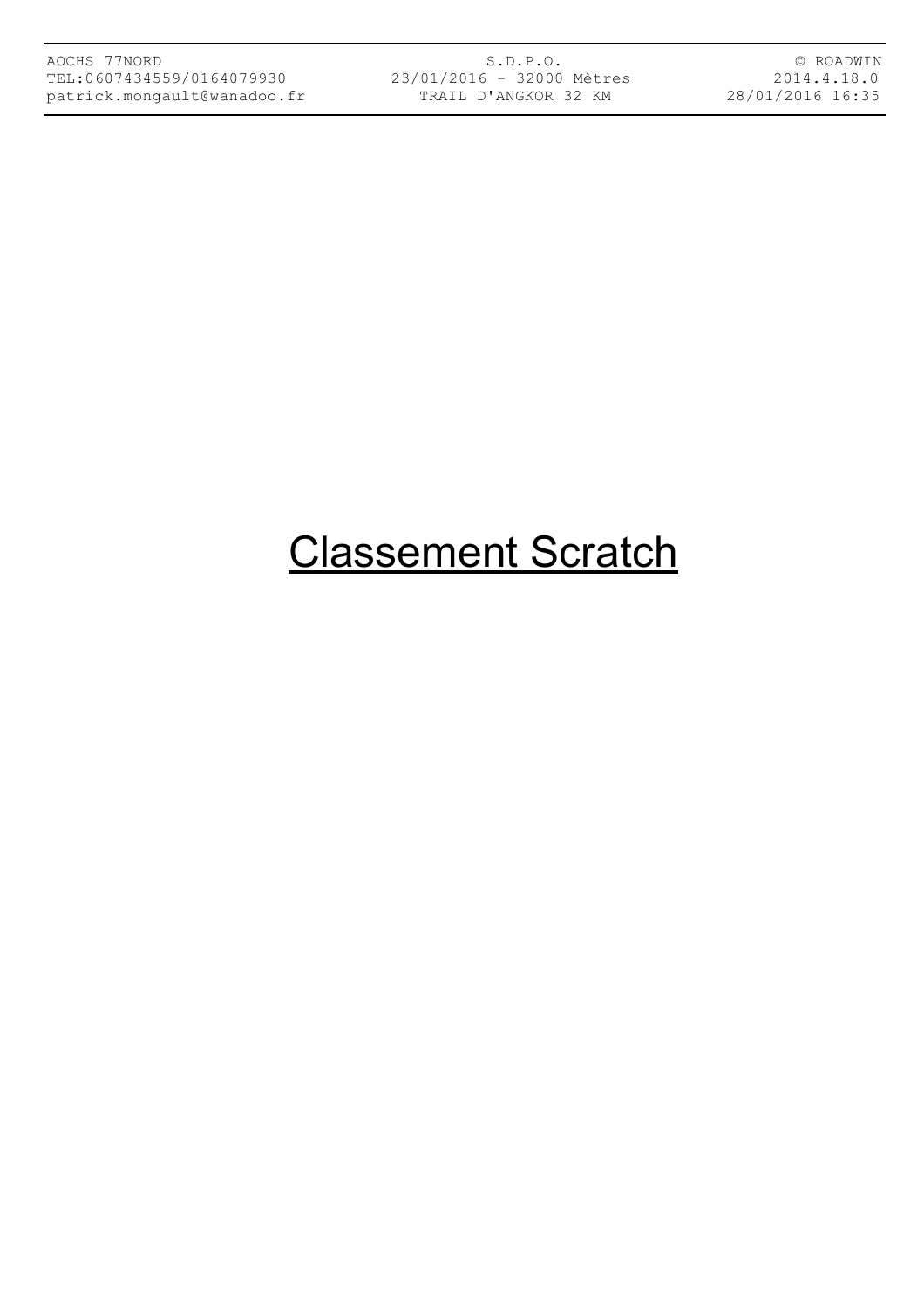# Classement Scratch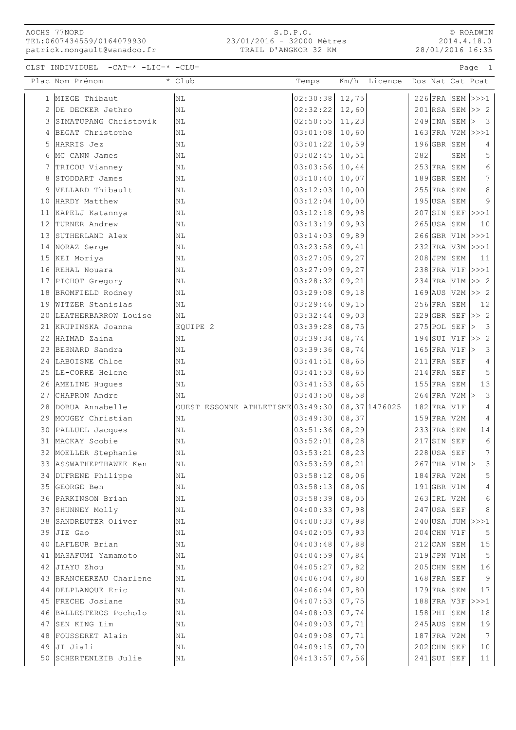AOCHS 77NORD
TEL:0607434559/0164079930
patrick.mongault@wanadoo.fr

S.D.P.O.
23/01/2016 - 32000 Mètres
TRAIL D'ANGKOR 32 KM

© ROADWIN
2014.4.18.0
28/01/2016 16:35

CLST INDIVIDUEL -CAT=* -LIC=* -CLU=

| Plac | Nom Prénom | * Club | Temps | Km/h | Licence | Dos | Nat | Cat | Pcat |
|---|---|---|---|---|---|---|---|---|---|
| 1 | MIEGE Thibaut | NL | 02:30:38 | 12,75 | | 226 | FRA | SEM | >>>1 |
| 2 | DE DECKER Jethro | NL | 02:32:22 | 12,60 | | 201 | RSA | SEM | >> 2 |
| 3 | SIMATUPANG Christovik | NL | 02:50:55 | 11,23 | | 249 | INA | SEM | > 3 |
| 4 | BEGAT Christophe | NL | 03:01:08 | 10,60 | | 163 | FRA | V2M | >>>1 |
| 5 | HARRIS Jez | NL | 03:01:22 | 10,59 | | 196 | GBR | SEM | 4 |
| 6 | MC CANN James | NL | 03:02:45 | 10,51 | | 282 | | SEM | 5 |
| 7 | TRICOU Vianney | NL | 03:03:56 | 10,44 | | 253 | FRA | SEM | 6 |
| 8 | STODDART James | NL | 03:10:40 | 10,07 | | 189 | GBR | SEM | 7 |
| 9 | VELLARD Thibault | NL | 03:12:03 | 10,00 | | 255 | FRA | SEM | 8 |
| 10 | HARDY Matthew | NL | 03:12:04 | 10,00 | | 195 | USA | SEM | 9 |
| 11 | KAPELJ Katannya | NL | 03:12:18 | 09,98 | | 207 | SIN | SEF | >>>1 |
| 12 | TURNER Andrew | NL | 03:13:19 | 09,93 | | 265 | USA | SEM | 10 |
| 13 | SUTHERLAND Alex | NL | 03:14:03 | 09,89 | | 266 | GBR | V1M | >>>1 |
| 14 | NORAZ Serge | NL | 03:23:58 | 09,41 | | 232 | FRA | V3M | >>>1 |
| 15 | KEI Moriya | NL | 03:27:05 | 09,27 | | 208 | JPN | SEM | 11 |
| 16 | REHAL Nouara | NL | 03:27:09 | 09,27 | | 238 | FRA | V1F | >>>1 |
| 17 | PICHOT Gregory | NL | 03:28:32 | 09,21 | | 234 | FRA | V1M | >> 2 |
| 18 | BROMFIELD Rodney | NL | 03:29:08 | 09,18 | | 169 | AUS | V2M | >> 2 |
| 19 | WITZER Stanislas | NL | 03:29:46 | 09,15 | | 256 | FRA | SEM | 12 |
| 20 | LEATHERBARROW Louise | NL | 03:32:44 | 09,03 | | 229 | GBR | SEF | >> 2 |
| 21 | KRUPINSKA Joanna | EQUIPE 2 | 03:39:28 | 08,75 | | 275 | POL | SEF | > 3 |
| 22 | HAIMAD Zaina | NL | 03:39:34 | 08,74 | | 194 | SUI | V1F | >> 2 |
| 23 | BESNARD Sandra | NL | 03:39:36 | 08,74 | | 165 | FRA | V1F | > 3 |
| 24 | LABOISNE Chloe | NL | 03:41:51 | 08,65 | | 211 | FRA | SEF | 4 |
| 25 | LE-CORRE Helene | NL | 03:41:53 | 08,65 | | 214 | FRA | SEF | 5 |
| 26 | AMELINE Hugues | NL | 03:41:53 | 08,65 | | 155 | FRA | SEM | 13 |
| 27 | CHAPRON Andre | NL | 03:43:50 | 08,58 | | 264 | FRA | V2M | > 3 |
| 28 | DOBUA Annabelle | OUEST ESSONNE ATHLETISME | 03:49:30 | 08,37 | 1476025 | 182 | FRA | V1F | 4 |
| 29 | MOUGEY Christian | NL | 03:49:30 | 08,37 | | 159 | FRA | V2M | 4 |
| 30 | PALLUEL Jacques | NL | 03:51:36 | 08,29 | | 233 | FRA | SEM | 14 |
| 31 | MACKAY Scobie | NL | 03:52:01 | 08,28 | | 217 | SIN | SEF | 6 |
| 32 | MOELLER Stephanie | NL | 03:53:21 | 08,23 | | 228 | USA | SEF | 7 |
| 33 | ASSWATHEPTHAWEE Ken | NL | 03:53:59 | 08,21 | | 267 | THA | V1M | > 3 |
| 34 | DUFRENE Philippe | NL | 03:58:12 | 08,06 | | 184 | FRA | V2M | 5 |
| 35 | GEORGE Ben | NL | 03:58:13 | 08,06 | | 191 | GBR | V1M | 4 |
| 36 | PARKINSON Brian | NL | 03:58:39 | 08,05 | | 263 | IRL | V2M | 6 |
| 37 | SHUNNEY Molly | NL | 04:00:33 | 07,98 | | 247 | USA | SEF | 8 |
| 38 | SANDREUTER Oliver | NL | 04:00:33 | 07,98 | | 240 | USA | JUM | >>>1 |
| 39 | JIE Gao | NL | 04:02:05 | 07,93 | | 204 | CHN | V1F | 5 |
| 40 | LAFLEUR Brian | NL | 04:03:48 | 07,88 | | 212 | CAN | SEM | 15 |
| 41 | MASAFUMI Yamamoto | NL | 04:04:59 | 07,84 | | 219 | JPN | V1M | 5 |
| 42 | JIAYU Zhou | NL | 04:05:27 | 07,82 | | 205 | CHN | SEM | 16 |
| 43 | BRANCHEREAU Charlene | NL | 04:06:04 | 07,80 | | 168 | FRA | SEF | 9 |
| 44 | DELPLANQUE Eric | NL | 04:06:04 | 07,80 | | 179 | FRA | SEM | 17 |
| 45 | FRECHE Josiane | NL | 04:07:53 | 07,75 | | 188 | FRA | V3F | >>>1 |
| 46 | BALLESTEROS Pocholo | NL | 04:08:03 | 07,74 | | 158 | PHI | SEM | 18 |
| 47 | SEN KING Lim | NL | 04:09:03 | 07,71 | | 245 | AUS | SEM | 19 |
| 48 | FOUSSERET Alain | NL | 04:09:08 | 07,71 | | 187 | FRA | V2M | 7 |
| 49 | JI Jiali | NL | 04:09:15 | 07,70 | | 202 | CHN | SEF | 10 |
| 50 | SCHERTENLEIB Julie | NL | 04:13:57 | 07,56 | | 241 | SUI | SEF | 11 |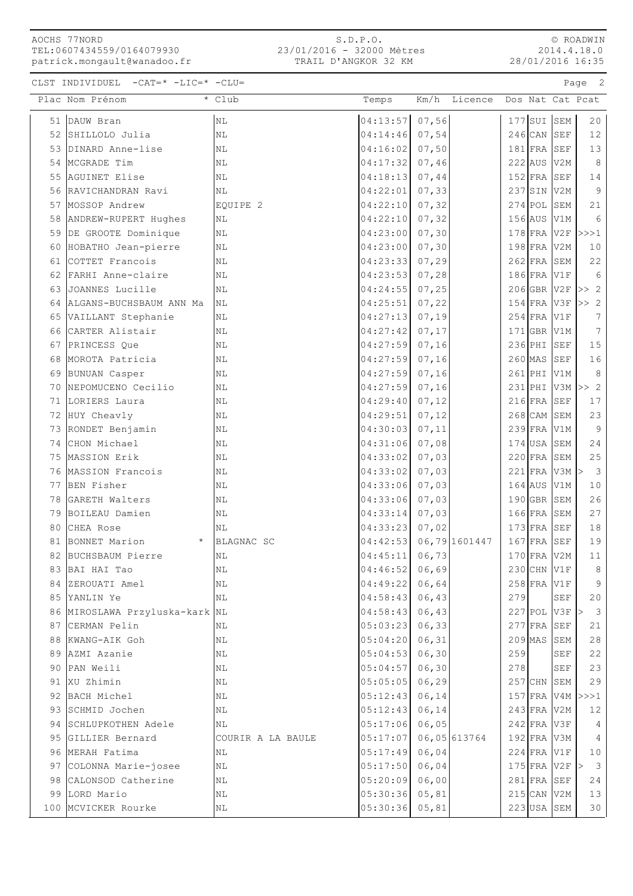AOCHS 77NORD
TEL:0607434559/0164079930
patrick.mongault@wanadoo.fr

S.D.P.O.
23/01/2016 - 32000 Mètres
TRAIL D'ANGKOR 32 KM

© ROADWIN
2014.4.18.0
28/01/2016 16:35

CLST INDIVIDUEL -CAT=* -LIC=* -CLU=

| Plac | Nom Prénom | * | Club | Temps | Km/h | Licence | Dos | Nat | Cat | Pcat |
|---|---|---|---|---|---|---|---|---|---|---|
| 51 | DAUW Bran | | NL | 04:13:57 | 07,56 | | 177 | SUI | SEM | 20 |
| 52 | SHILLOLO Julia | | NL | 04:14:46 | 07,54 | | 246 | CAN | SEF | 12 |
| 53 | DINARD Anne-lise | | NL | 04:16:02 | 07,50 | | 181 | FRA | SEF | 13 |
| 54 | MCGRADE Tim | | NL | 04:17:32 | 07,46 | | 222 | AUS | V2M | 8 |
| 55 | AGUINET Elise | | NL | 04:18:13 | 07,44 | | 152 | FRA | SEF | 14 |
| 56 | RAVICHANDRAN Ravi | | NL | 04:22:01 | 07,33 | | 237 | SIN | V2M | 9 |
| 57 | MOSSOP Andrew | | EQUIPE 2 | 04:22:10 | 07,32 | | 274 | POL | SEM | 21 |
| 58 | ANDREW-RUPERT Hughes | | NL | 04:22:10 | 07,32 | | 156 | AUS | V1M | 6 |
| 59 | DE GROOTE Dominique | | NL | 04:23:00 | 07,30 | | 178 | FRA | V2F | >>>1 |
| 60 | HOBATHO Jean-pierre | | NL | 04:23:00 | 07,30 | | 198 | FRA | V2M | 10 |
| 61 | COTTET Francois | | NL | 04:23:33 | 07,29 | | 262 | FRA | SEM | 22 |
| 62 | FARHI Anne-claire | | NL | 04:23:53 | 07,28 | | 186 | FRA | V1F | 6 |
| 63 | JOANNES Lucille | | NL | 04:24:55 | 07,25 | | 206 | GBR | V2F | >> 2 |
| 64 | ALGANS-BUCHSBAUM ANN Ma | | NL | 04:25:51 | 07,22 | | 154 | FRA | V3F | >> 2 |
| 65 | VAILLANT Stephanie | | NL | 04:27:13 | 07,19 | | 254 | FRA | V1F | 7 |
| 66 | CARTER Alistair | | NL | 04:27:42 | 07,17 | | 171 | GBR | V1M | 7 |
| 67 | PRINCESS Que | | NL | 04:27:59 | 07,16 | | 236 | PHI | SEF | 15 |
| 68 | MOROTA Patricia | | NL | 04:27:59 | 07,16 | | 260 | MAS | SEF | 16 |
| 69 | BUNUAN Casper | | NL | 04:27:59 | 07,16 | | 261 | PHI | V1M | 8 |
| 70 | NEPOMUCENO Cecilio | | NL | 04:27:59 | 07,16 | | 231 | PHI | V3M | >> 2 |
| 71 | LORIERS Laura | | NL | 04:29:40 | 07,12 | | 216 | FRA | SEF | 17 |
| 72 | HUY Cheavly | | NL | 04:29:51 | 07,12 | | 268 | CAM | SEM | 23 |
| 73 | RONDET Benjamin | | NL | 04:30:03 | 07,11 | | 239 | FRA | V1M | 9 |
| 74 | CHON Michael | | NL | 04:31:06 | 07,08 | | 174 | USA | SEM | 24 |
| 75 | MASSION Erik | | NL | 04:33:02 | 07,03 | | 220 | FRA | SEM | 25 |
| 76 | MASSION Francois | | NL | 04:33:02 | 07,03 | | 221 | FRA | V3M | > 3 |
| 77 | BEN Fisher | | NL | 04:33:06 | 07,03 | | 164 | AUS | V1M | 10 |
| 78 | GARETH Walters | | NL | 04:33:06 | 07,03 | | 190 | GBR | SEM | 26 |
| 79 | BOILEAU Damien | | NL | 04:33:14 | 07,03 | | 166 | FRA | SEM | 27 |
| 80 | CHEA Rose | | NL | 04:33:23 | 07,02 | | 173 | FRA | SEF | 18 |
| 81 | BONNET Marion | * | BLAGNAC SC | 04:42:53 | 06,79 | 1601447 | 167 | FRA | SEF | 19 |
| 82 | BUCHSBAUM Pierre | | NL | 04:45:11 | 06,73 | | 170 | FRA | V2M | 11 |
| 83 | BAI HAI Tao | | NL | 04:46:52 | 06,69 | | 230 | CHN | V1F | 8 |
| 84 | ZEROUATI Amel | | NL | 04:49:22 | 06,64 | | 258 | FRA | V1F | 9 |
| 85 | YANLIN Ye | | NL | 04:58:43 | 06,43 | | 279 | | SEF | 20 |
| 86 | MIROSLAWA Przyluska-kark | | NL | 04:58:43 | 06,43 | | 227 | POL | V3F | > 3 |
| 87 | CERMAN Pelin | | NL | 05:03:23 | 06,33 | | 277 | FRA | SEF | 21 |
| 88 | KWANG-AIK Goh | | NL | 05:04:20 | 06,31 | | 209 | MAS | SEM | 28 |
| 89 | AZMI Azanie | | NL | 05:04:53 | 06,30 | | 259 | | SEF | 22 |
| 90 | PAN Weili | | NL | 05:04:57 | 06,30 | | 278 | | SEF | 23 |
| 91 | XU Zhimin | | NL | 05:05:05 | 06,29 | | 257 | CHN | SEM | 29 |
| 92 | BACH Michel | | NL | 05:12:43 | 06,14 | | 157 | FRA | V4M | >>>1 |
| 93 | SCHMID Jochen | | NL | 05:12:43 | 06,14 | | 243 | FRA | V2M | 12 |
| 94 | SCHLUPKOTHEN Adele | | NL | 05:17:06 | 06,05 | | 242 | FRA | V3F | 4 |
| 95 | GILLIER Bernard | | COURIR A LA BAULE | 05:17:07 | 06,05 | 613764 | 192 | FRA | V3M | 4 |
| 96 | MERAH Fatima | | NL | 05:17:49 | 06,04 | | 224 | FRA | V1F | 10 |
| 97 | COLONNA Marie-josee | | NL | 05:17:50 | 06,04 | | 175 | FRA | V2F | > 3 |
| 98 | CALONSOD Catherine | | NL | 05:20:09 | 06,00 | | 281 | FRA | SEF | 24 |
| 99 | LORD Mario | | NL | 05:30:36 | 05,81 | | 215 | CAN | V2M | 13 |
| 100 | MCVICKER Rourke | | NL | 05:30:36 | 05,81 | | 223 | USA | SEM | 30 |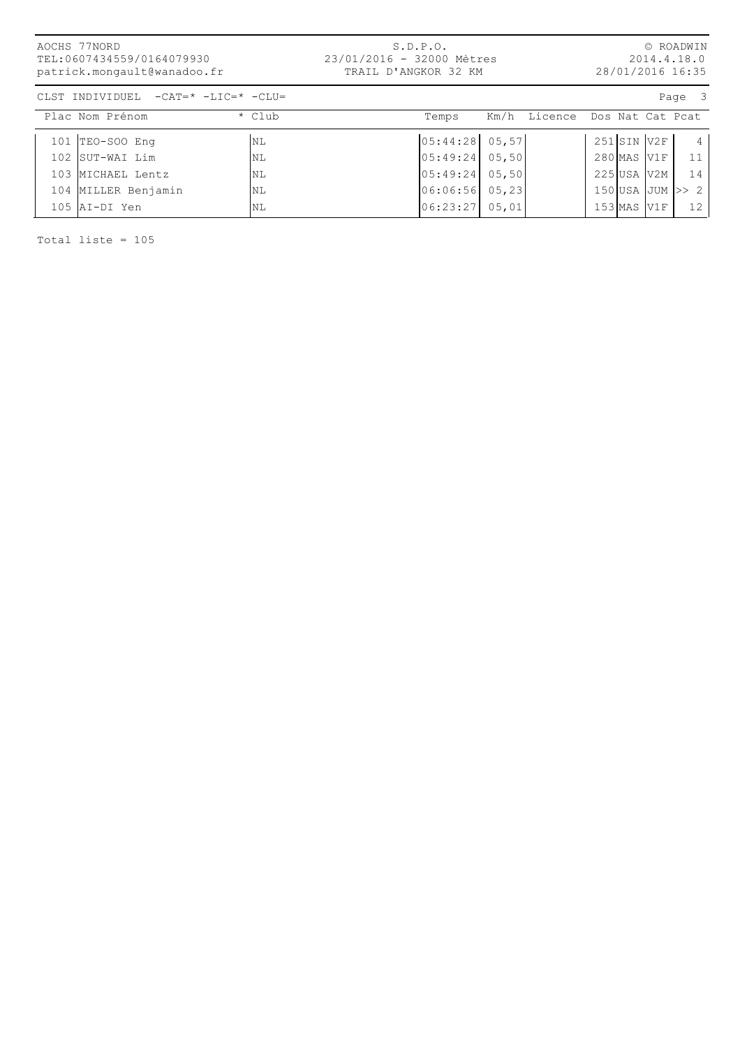AOCHS 77NORD
TEL:0607434559/0164079930
patrick.mongault@wanadoo.fr

S.D.P.O.
23/01/2016 - 32000 Mètres
TRAIL D'ANGKOR 32 KM

© ROADWIN
2014.4.18.0
28/01/2016 16:35

CLST INDIVIDUEL -CAT=* -LIC=* -CLU=

| Plac | Nom Prénom | * Club | Temps | Km/h | Licence | Dos | Nat | Cat | Pcat |
|---|---|---|---|---|---|---|---|---|---|
| 101 | TEO-SOO Eng | NL | 05:44:28 | 05,57 | | 251 | SIN | V2F | 4 |
| 102 | SUT-WAI Lim | NL | 05:49:24 | 05,50 | | 280 | MAS | V1F | 11 |
| 103 | MICHAEL Lentz | NL | 05:49:24 | 05,50 | | 225 | USA | V2M | 14 |
| 104 | MILLER Benjamin | NL | 06:06:56 | 05,23 | | 150 | USA | JUM | >> 2 |
| 105 | AI-DI Yen | NL | 06:23:27 | 05,01 | | 153 | MAS | V1F | 12 |

Total liste = 105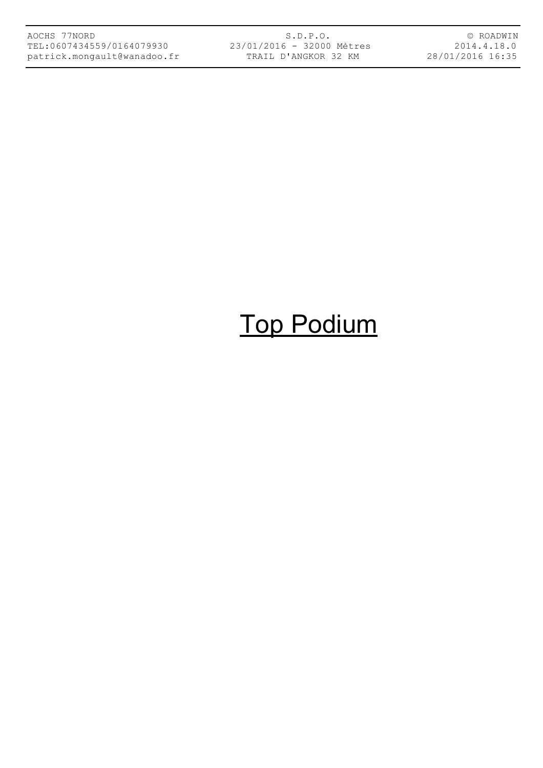# Top Podium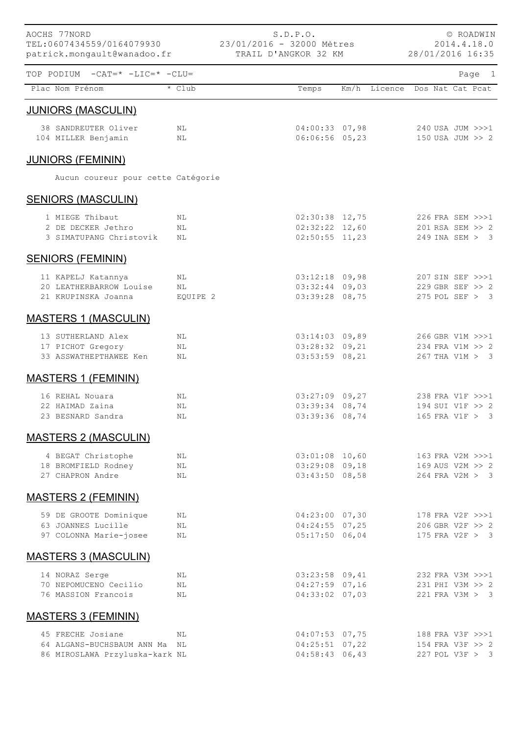AOCHS 77NORD
TEL:0607434559/0164079930
patrick.mongault@wanadoo.fr

S.D.P.O.
23/01/2016 - 32000 Mètres
TRAIL D'ANGKOR 32 KM

© ROADWIN
2014.4.18.0
28/01/2016 16:35

TOP PODIUM -CAT=* -LIC=* -CLU=

## JUNIORS (MASCULIN)

| Plac | Nom Prénom | * Club | Temps | Km/h | Licence | Dos | Nat | Cat | Pcat |
|---|---|---|---|---|---|---|---|---|---|
| 38 | SANDREUTER Oliver | NL | 04:00:33 | 07,98 | | 240 | USA | JUM | >>>1 |
| 104 | MILLER Benjamin | NL | 06:06:56 | 05,23 | | 150 | USA | JUM | >> 2 |

## JUNIORS (FEMININ)

Aucun coureur pour cette Catégorie

## SENIORS (MASCULIN)

| Plac | Nom Prénom | * Club | Temps | Km/h | Licence | Dos | Nat | Cat | Pcat |
|---|---|---|---|---|---|---|---|---|---|
| 1 | MIEGE Thibaut | NL | 02:30:38 | 12,75 | | 226 | FRA | SEM | >>>1 |
| 2 | DE DECKER Jethro | NL | 02:32:22 | 12,60 | | 201 | RSA | SEM | >> 2 |
| 3 | SIMATUPANG Christovik | NL | 02:50:55 | 11,23 | | 249 | INA | SEM | > 3 |

## SENIORS (FEMININ)

| Plac | Nom Prénom | * Club | Temps | Km/h | Licence | Dos | Nat | Cat | Pcat |
|---|---|---|---|---|---|---|---|---|---|
| 11 | KAPELJ Katannya | NL | 03:12:18 | 09,98 | | 207 | SIN | SEF | >>>1 |
| 20 | LEATHERBARROW Louise | NL | 03:32:44 | 09,03 | | 229 | GBR | SEF | >> 2 |
| 21 | KRUPINSKA Joanna | EQUIPE 2 | 03:39:28 | 08,75 | | 275 | POL | SEF | > 3 |

## MASTERS 1 (MASCULIN)

| Plac | Nom Prénom | * Club | Temps | Km/h | Licence | Dos | Nat | Cat | Pcat |
|---|---|---|---|---|---|---|---|---|---|
| 13 | SUTHERLAND Alex | NL | 03:14:03 | 09,89 | | 266 | GBR | V1M | >>>1 |
| 17 | PICHOT Gregory | NL | 03:28:32 | 09,21 | | 234 | FRA | V1M | >> 2 |
| 33 | ASSWATHEPTHAWEE Ken | NL | 03:53:59 | 08,21 | | 267 | THA | V1M | > 3 |

## MASTERS 1 (FEMININ)

| Plac | Nom Prénom | * Club | Temps | Km/h | Licence | Dos | Nat | Cat | Pcat |
|---|---|---|---|---|---|---|---|---|---|
| 16 | REHAL Nouara | NL | 03:27:09 | 09,27 | | 238 | FRA | V1F | >>>1 |
| 22 | HAIMAD Zaina | NL | 03:39:34 | 08,74 | | 194 | SUI | V1F | >> 2 |
| 23 | BESNARD Sandra | NL | 03:39:36 | 08,74 | | 165 | FRA | V1F | > 3 |

## MASTERS 2 (MASCULIN)

| Plac | Nom Prénom | * Club | Temps | Km/h | Licence | Dos | Nat | Cat | Pcat |
|---|---|---|---|---|---|---|---|---|---|
| 4 | BEGAT Christophe | NL | 03:01:08 | 10,60 | | 163 | FRA | V2M | >>>1 |
| 18 | BROMFIELD Rodney | NL | 03:29:08 | 09,18 | | 169 | AUS | V2M | >> 2 |
| 27 | CHAPRON Andre | NL | 03:43:50 | 08,58 | | 264 | FRA | V2M | > 3 |

## MASTERS 2 (FEMININ)

| Plac | Nom Prénom | * Club | Temps | Km/h | Licence | Dos | Nat | Cat | Pcat |
|---|---|---|---|---|---|---|---|---|---|
| 59 | DE GROOTE Dominique | NL | 04:23:00 | 07,30 | | 178 | FRA | V2F | >>>1 |
| 63 | JOANNES Lucille | NL | 04:24:55 | 07,25 | | 206 | GBR | V2F | >> 2 |
| 97 | COLONNA Marie-josee | NL | 05:17:50 | 06,04 | | 175 | FRA | V2F | > 3 |

## MASTERS 3 (MASCULIN)

| Plac | Nom Prénom | * Club | Temps | Km/h | Licence | Dos | Nat | Cat | Pcat |
|---|---|---|---|---|---|---|---|---|---|
| 14 | NORAZ Serge | NL | 03:23:58 | 09,41 | | 232 | FRA | V3M | >>>1 |
| 70 | NEPOMUCENO Cecilio | NL | 04:27:59 | 07,16 | | 231 | PHI | V3M | >> 2 |
| 76 | MASSION Francois | NL | 04:33:02 | 07,03 | | 221 | FRA | V3M | > 3 |

## MASTERS 3 (FEMININ)

| Plac | Nom Prénom | * Club | Temps | Km/h | Licence | Dos | Nat | Cat | Pcat |
|---|---|---|---|---|---|---|---|---|---|
| 45 | FRECHE Josiane | NL | 04:07:53 | 07,75 | | 188 | FRA | V3F | >>>1 |
| 64 | ALGANS-BUCHSBAUM ANN Ma | NL | 04:25:51 | 07,22 | | 154 | FRA | V3F | >> 2 |
| 86 | MIROSLAWA Przyluska-kark | NL | 04:58:43 | 06,43 | | 227 | POL | V3F | > 3 |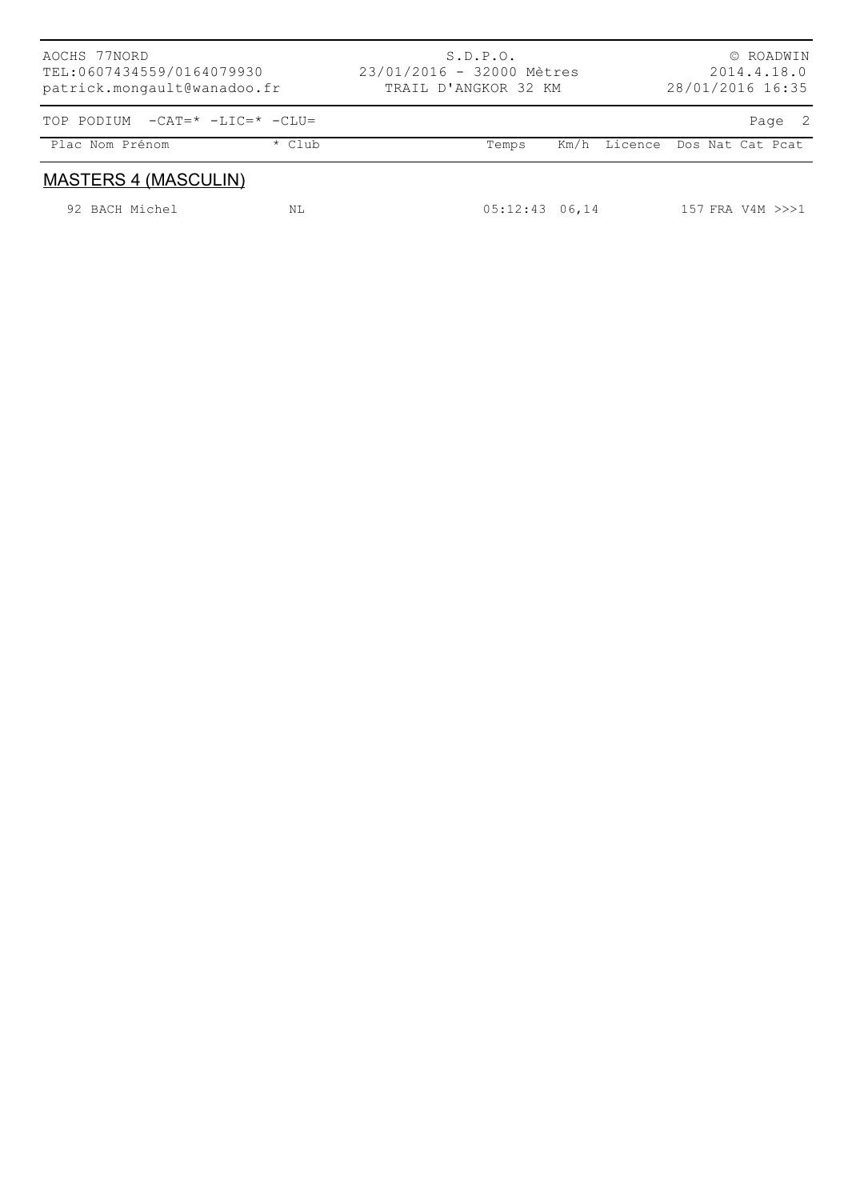AOCHS 77NORD
TEL:0607434559/0164079930
patrick.mongault@wanadoo.fr

S.D.P.O.
23/01/2016 - 32000 Mètres
TRAIL D'ANGKOR 32 KM

© ROADWIN
2014.4.18.0
28/01/2016 16:35

TOP PODIUM -CAT=* -LIC=* -CLU=

## MASTERS 4 (MASCULIN)

| Plac | Nom Prénom | * Club | Temps | Km/h | Licence | Dos | Nat | Cat | Pcat |
|---|---|---|---|---|---|---|---|---|---|
| 92 | BACH Michel | NL | 05:12:43 | 06,14 | | 157 | FRA | V4M | >>>1 |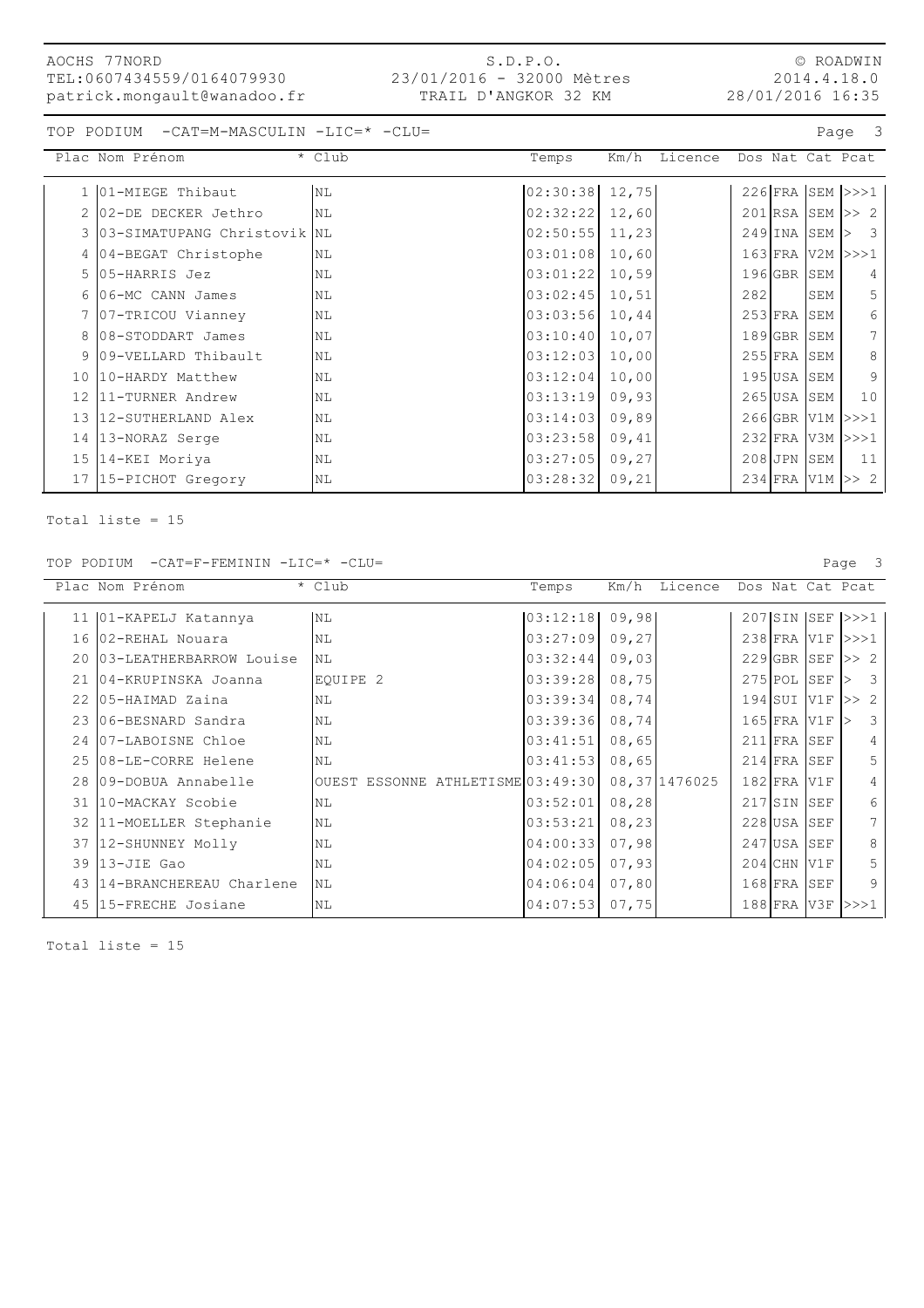AOCHS 77NORD
TEL:0607434559/0164079930
patrick.mongault@wanadoo.fr

S.D.P.O.
23/01/2016 - 32000 Mètres
TRAIL D'ANGKOR 32 KM

© ROADWIN
2014.4.18.0
28/01/2016 16:35

TOP PODIUM -CAT=M-MASCULIN -LIC=* -CLU=

| Plac | Nom Prénom | * Club | Temps | Km/h | Licence | Dos | Nat | Cat | Pcat |
|---|---|---|---|---|---|---|---|---|---|
| 1 | 01-MIEGE Thibaut | NL | 02:30:38 | 12,75 | | 226 | FRA | SEM | >>>1 |
| 2 | 02-DE DECKER Jethro | NL | 02:32:22 | 12,60 | | 201 | RSA | SEM | >> 2 |
| 3 | 03-SIMATUPANG Christovik | NL | 02:50:55 | 11,23 | | 249 | INA | SEM | > 3 |
| 4 | 04-BEGAT Christophe | NL | 03:01:08 | 10,60 | | 163 | FRA | V2M | >>>1 |
| 5 | 05-HARRIS Jez | NL | 03:01:22 | 10,59 | | 196 | GBR | SEM | 4 |
| 6 | 06-MC CANN James | NL | 03:02:45 | 10,51 | | 282 | | SEM | 5 |
| 7 | 07-TRICOU Vianney | NL | 03:03:56 | 10,44 | | 253 | FRA | SEM | 6 |
| 8 | 08-STODDART James | NL | 03:10:40 | 10,07 | | 189 | GBR | SEM | 7 |
| 9 | 09-VELLARD Thibault | NL | 03:12:03 | 10,00 | | 255 | FRA | SEM | 8 |
| 10 | 10-HARDY Matthew | NL | 03:12:04 | 10,00 | | 195 | USA | SEM | 9 |
| 12 | 11-TURNER Andrew | NL | 03:13:19 | 09,93 | | 265 | USA | SEM | 10 |
| 13 | 12-SUTHERLAND Alex | NL | 03:14:03 | 09,89 | | 266 | GBR | V1M | >>>1 |
| 14 | 13-NORAZ Serge | NL | 03:23:58 | 09,41 | | 232 | FRA | V3M | >>>1 |
| 15 | 14-KEI Moriya | NL | 03:27:05 | 09,27 | | 208 | JPN | SEM | 11 |
| 17 | 15-PICHOT Gregory | NL | 03:28:32 | 09,21 | | 234 | FRA | V1M | >> 2 |

Total liste = 15

TOP PODIUM -CAT=F-FEMININ -LIC=* -CLU=

| Plac | Nom Prénom | * Club | Temps | Km/h | Licence | Dos | Nat | Cat | Pcat |
|---|---|---|---|---|---|---|---|---|---|
| 11 | 01-KAPELJ Katannya | NL | 03:12:18 | 09,98 | | 207 | SIN | SEF | >>>1 |
| 16 | 02-REHAL Nouara | NL | 03:27:09 | 09,27 | | 238 | FRA | V1F | >>>1 |
| 20 | 03-LEATHERBARROW Louise | NL | 03:32:44 | 09,03 | | 229 | GBR | SEF | >> 2 |
| 21 | 04-KRUPINSKA Joanna | EQUIPE 2 | 03:39:28 | 08,75 | | 275 | POL | SEF | > 3 |
| 22 | 05-HAIMAD Zaina | NL | 03:39:34 | 08,74 | | 194 | SUI | V1F | >> 2 |
| 23 | 06-BESNARD Sandra | NL | 03:39:36 | 08,74 | | 165 | FRA | V1F | > 3 |
| 24 | 07-LABOISNE Chloe | NL | 03:41:51 | 08,65 | | 211 | FRA | SEF | 4 |
| 25 | 08-LE-CORRE Helene | NL | 03:41:53 | 08,65 | | 214 | FRA | SEF | 5 |
| 28 | 09-DOBUA Annabelle | OUEST ESSONNE ATHLETISME | 03:49:30 | 08,37 | 1476025 | 182 | FRA | V1F | 4 |
| 31 | 10-MACKAY Scobie | NL | 03:52:01 | 08,28 | | 217 | SIN | SEF | 6 |
| 32 | 11-MOELLER Stephanie | NL | 03:53:21 | 08,23 | | 228 | USA | SEF | 7 |
| 37 | 12-SHUNNEY Molly | NL | 04:00:33 | 07,98 | | 247 | USA | SEF | 8 |
| 39 | 13-JIE Gao | NL | 04:02:05 | 07,93 | | 204 | CHN | V1F | 5 |
| 43 | 14-BRANCHEREAU Charlene | NL | 04:06:04 | 07,80 | | 168 | FRA | SEF | 9 |
| 45 | 15-FRECHE Josiane | NL | 04:07:53 | 07,75 | | 188 | FRA | V3F | >>>1 |

Total liste = 15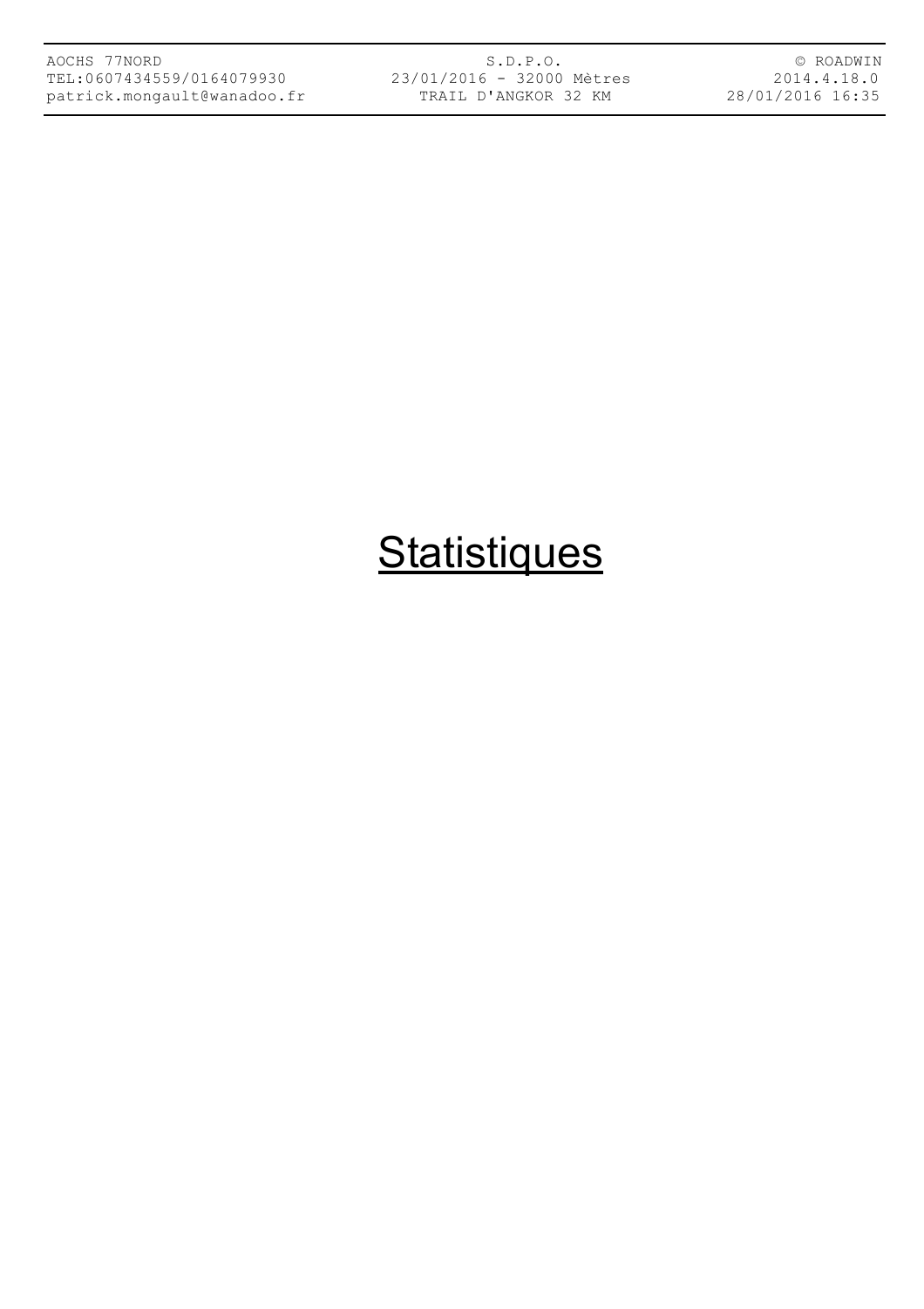# Statistiques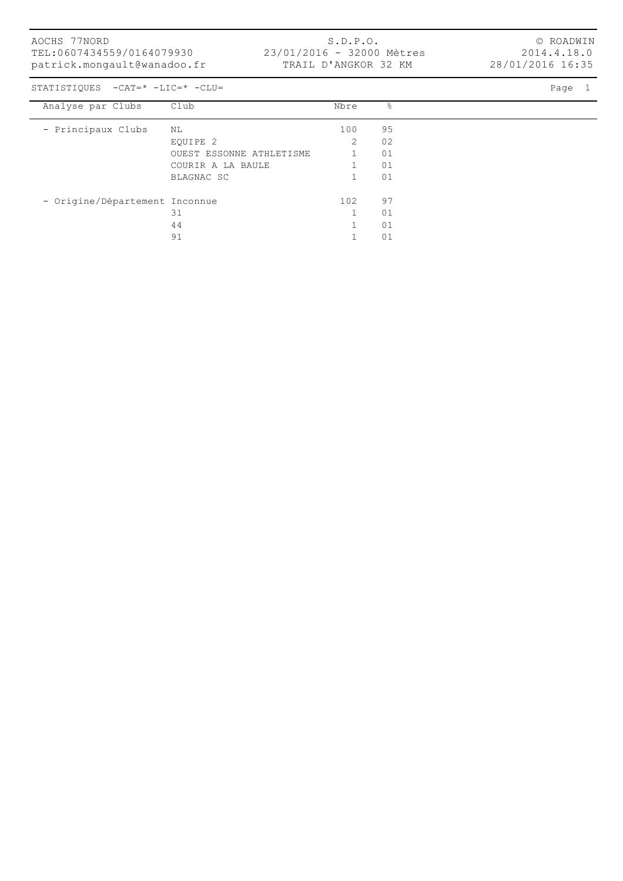AOCHS 77NORD
TEL:0607434559/0164079930
patrick.mongault@wanadoo.fr

S.D.P.O.
23/01/2016 - 32000 Mètres
TRAIL D'ANGKOR 32 KM

© ROADWIN
2014.4.18.0
28/01/2016 16:35

STATISTIQUES -CAT=* -LIC=* -CLU=

| Analyse par Clubs | Club | Nbre | % |
|---|---|---|---|
| - Principaux Clubs | NL | 100 | 95 |
| | EQUIPE 2 | 2 | 02 |
| | OUEST ESSONNE ATHLETISME | 1 | 01 |
| | COURIR A LA BAULE | 1 | 01 |
| | BLAGNAC SC | 1 | 01 |
| - Origine/Département | Inconnue | 102 | 97 |
| | 31 | 1 | 01 |
| | 44 | 1 | 01 |
| | 91 | 1 | 01 |